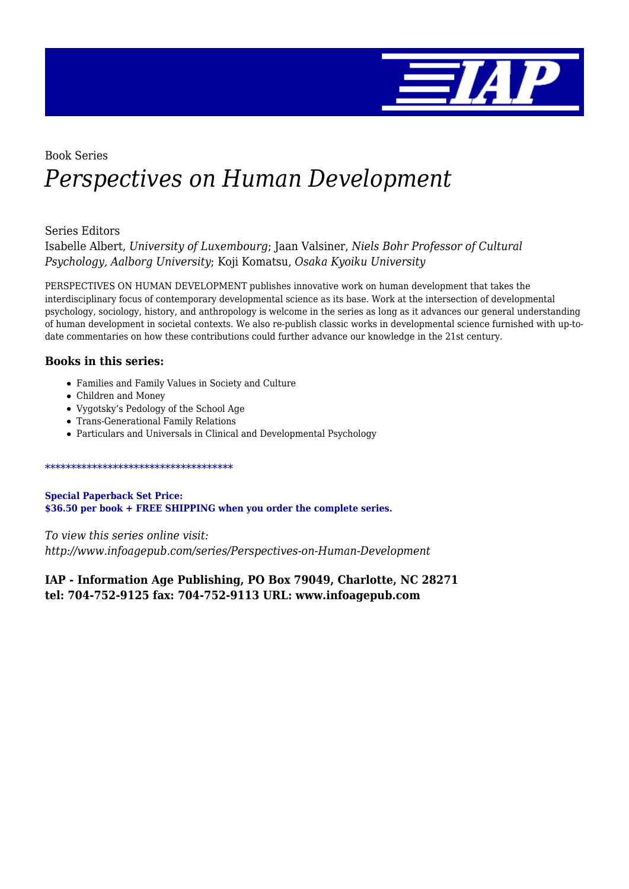Book Series

# *Perspectives on Human Development*

Series Editors

Isabelle Albert, *University of Luxembourg*; Jaan Valsiner, *Niels Bohr Professor of Cultural Psychology, Aalborg University*; Koji Komatsu, *Osaka Kyoiku University*

PERSPECTIVES ON HUMAN DEVELOPMENT publishes innovative work on human development that takes the interdisciplinary focus of contemporary developmental science as its base. Work at the intersection of developmental psychology, sociology, history, and anthropology is welcome in the series as long as it advances our general understanding of human development in societal contexts. We also re-publish classic works in developmental science furnished with up-to-date commentaries on how these contributions could further advance our knowledge in the 21st century.

### Books in this series:

- Families and Family Values in Society and Culture
- Children and Money
- Vygotsky's Pedology of the School Age
- Trans-Generational Family Relations
- Particulars and Universals in Clinical and Developmental Psychology

************************************

**Special Paperback Set Price:**
**$36.50 per book + FREE SHIPPING when you order the complete series.**

*To view this series online visit:*
*http://www.infoagepub.com/series/Perspectives-on-Human-Development*

**IAP - Information Age Publishing, PO Box 79049, Charlotte, NC 28271**
**tel: 704-752-9125 fax: 704-752-9113 URL: www.infoagepub.com**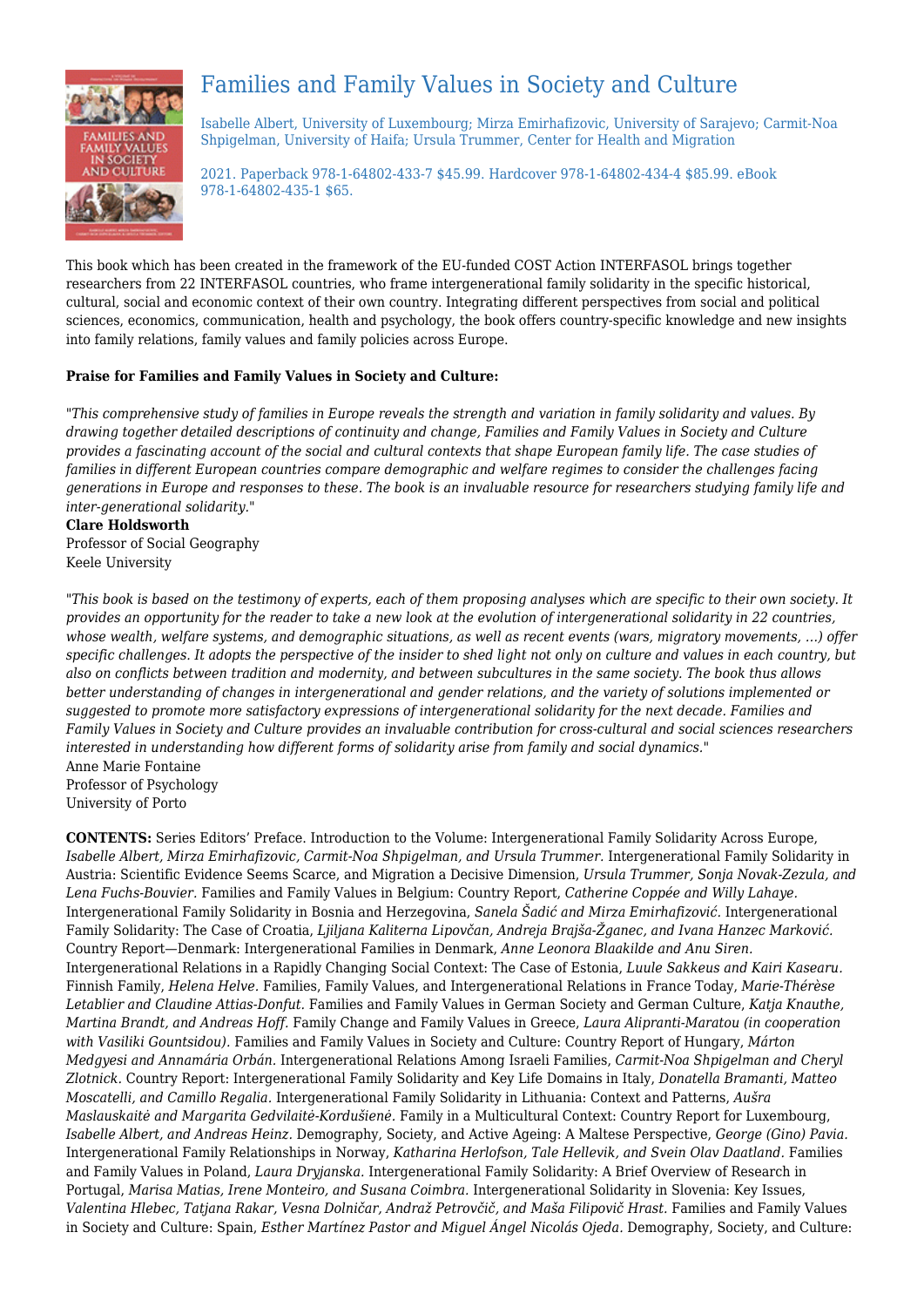# Families and Family Values in Society and Culture

Isabelle Albert, University of Luxembourg; Mirza Emirhafizovic, University of Sarajevo; Carmit-Noa Shpigelman, University of Haifa; Ursula Trummer, Center for Health and Migration

2021. Paperback 978-1-64802-433-7 $45.99. Hardcover 978-1-64802-434-4 $85.99. eBook 978-1-64802-435-1 $65.

This book which has been created in the framework of the EU-funded COST Action INTERFASOL brings together researchers from 22 INTERFASOL countries, who frame intergenerational family solidarity in the specific historical, cultural, social and economic context of their own country. Integrating different perspectives from social and political sciences, economics, communication, health and psychology, the book offers country-specific knowledge and new insights into family relations, family values and family policies across Europe.

**Praise for Families and Family Values in Society and Culture:**

"*This comprehensive study of families in Europe reveals the strength and variation in family solidarity and values. By drawing together detailed descriptions of continuity and change, Families and Family Values in Society and Culture provides a fascinating account of the social and cultural contexts that shape European family life. The case studies of families in different European countries compare demographic and welfare regimes to consider the challenges facing generations in Europe and responses to these. The book is an invaluable resource for researchers studying family life and inter-generational solidarity.*"
**Clare Holdsworth**
Professor of Social Geography
Keele University

"*This book is based on the testimony of experts, each of them proposing analyses which are specific to their own society. It provides an opportunity for the reader to take a new look at the evolution of intergenerational solidarity in 22 countries, whose wealth, welfare systems, and demographic situations, as well as recent events (wars, migratory movements, ...) offer specific challenges. It adopts the perspective of the insider to shed light not only on culture and values in each country, but also on conflicts between tradition and modernity, and between subcultures in the same society. The book thus allows better understanding of changes in intergenerational and gender relations, and the variety of solutions implemented or suggested to promote more satisfactory expressions of intergenerational solidarity for the next decade. Families and Family Values in Society and Culture provides an invaluable contribution for cross-cultural and social sciences researchers interested in understanding how different forms of solidarity arise from family and social dynamics.*"
Anne Marie Fontaine
Professor of Psychology
University of Porto

**CONTENTS:** Series Editors' Preface. Introduction to the Volume: Intergenerational Family Solidarity Across Europe, *Isabelle Albert, Mirza Emirhafizovic, Carmit-Noa Shpigelman, and Ursula Trummer.* Intergenerational Family Solidarity in Austria: Scientific Evidence Seems Scarce, and Migration a Decisive Dimension, *Ursula Trummer, Sonja Novak-Zezula, and Lena Fuchs-Bouvier.* Families and Family Values in Belgium: Country Report, *Catherine Coppée and Willy Lahaye.* Intergenerational Family Solidarity in Bosnia and Herzegovina, *Sanela Šadić and Mirza Emirhafizović.* Intergenerational Family Solidarity: The Case of Croatia, *Ljiljana Kaliterna Lipovčan, Andreja Brajša-Žganec, and Ivana Hanzec Marković.* Country Report—Denmark: Intergenerational Families in Denmark, *Anne Leonora Blaakilde and Anu Siren.* Intergenerational Relations in a Rapidly Changing Social Context: The Case of Estonia, *Luule Sakkeus and Kairi Kasearu.* Finnish Family, *Helena Helve.* Families, Family Values, and Intergenerational Relations in France Today, *Marie-Thérèse Letablier and Claudine Attias-Donfut.* Families and Family Values in German Society and German Culture, *Katja Knauthe, Martina Brandt, and Andreas Hoff.* Family Change and Family Values in Greece, *Laura Alipranti-Maratou (in cooperation with Vasiliki Gountsidou).* Families and Family Values in Society and Culture: Country Report of Hungary, *Márton Medgyesi and Annamária Orbán.* Intergenerational Relations Among Israeli Families, *Carmit-Noa Shpigelman and Cheryl Zlotnick.* Country Report: Intergenerational Family Solidarity and Key Life Domains in Italy, *Donatella Bramanti, Matteo Moscatelli, and Camillo Regalia.* Intergenerational Family Solidarity in Lithuania: Context and Patterns, *Aušra Maslauskaitė and Margarita Gedvilaitė-Kordušienė.* Family in a Multicultural Context: Country Report for Luxembourg, *Isabelle Albert, and Andreas Heinz.* Demography, Society, and Active Ageing: A Maltese Perspective, *George (Gino) Pavia.* Intergenerational Family Relationships in Norway, *Katharina Herlofson, Tale Hellevik, and Svein Olav Daatland.* Families and Family Values in Poland, *Laura Dryjanska.* Intergenerational Family Solidarity: A Brief Overview of Research in Portugal, *Marisa Matias, Irene Monteiro, and Susana Coimbra.* Intergenerational Solidarity in Slovenia: Key Issues, *Valentina Hlebec, Tatjana Rakar, Vesna Dolničar, Andraž Petrovčič, and Maša Filipovič Hrast.* Families and Family Values in Society and Culture: Spain, *Esther Martínez Pastor and Miguel Ángel Nicolás Ojeda.* Demography, Society, and Culture: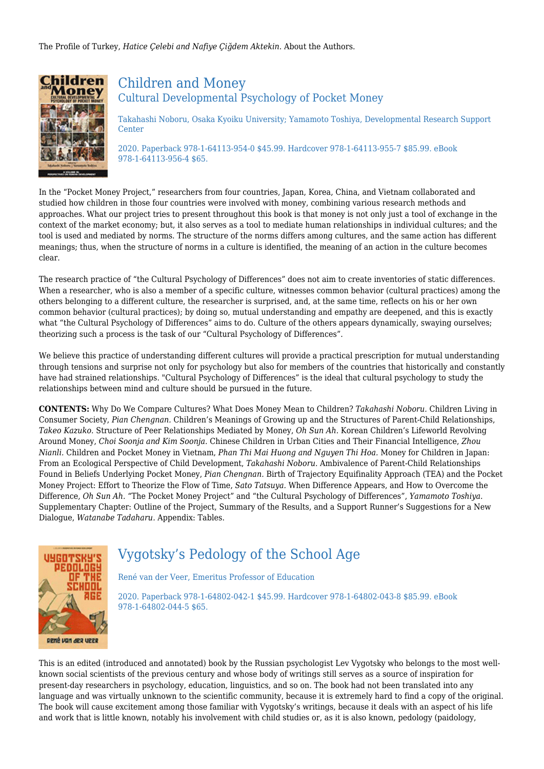The Profile of Turkey, *Hatice Çelebi and Nafiye Çiğdem Aktekin.* About the Authors.

## Children and Money

### Cultural Developmental Psychology of Pocket Money

Takahashi Noboru, Osaka Kyoiku University; Yamamoto Toshiya, Developmental Research Support Center

2020. Paperback 978-1-64113-954-0 $45.99. Hardcover 978-1-64113-955-7 $85.99. eBook 978-1-64113-956-4 $65.

In the "Pocket Money Project," researchers from four countries, Japan, Korea, China, and Vietnam collaborated and studied how children in those four countries were involved with money, combining various research methods and approaches. What our project tries to present throughout this book is that money is not only just a tool of exchange in the context of the market economy; but, it also serves as a tool to mediate human relationships in individual cultures; and the tool is used and mediated by norms. The structure of the norms differs among cultures, and the same action has different meanings; thus, when the structure of norms in a culture is identified, the meaning of an action in the culture becomes clear.

The research practice of "the Cultural Psychology of Differences" does not aim to create inventories of static differences. When a researcher, who is also a member of a specific culture, witnesses common behavior (cultural practices) among the others belonging to a different culture, the researcher is surprised, and, at the same time, reflects on his or her own common behavior (cultural practices); by doing so, mutual understanding and empathy are deepened, and this is exactly what "the Cultural Psychology of Differences" aims to do. Culture of the others appears dynamically, swaying ourselves; theorizing such a process is the task of our "Cultural Psychology of Differences".

We believe this practice of understanding different cultures will provide a practical prescription for mutual understanding through tensions and surprise not only for psychology but also for members of the countries that historically and constantly have had strained relationships. "Cultural Psychology of Differences" is the ideal that cultural psychology to study the relationships between mind and culture should be pursued in the future.

**CONTENTS:** Why Do We Compare Cultures? What Does Money Mean to Children? *Takahashi Noboru.* Children Living in Consumer Society, *Pian Chengnan.* Children's Meanings of Growing up and the Structures of Parent-Child Relationships, *Takeo Kazuko.* Structure of Peer Relationships Mediated by Money, *Oh Sun Ah.* Korean Children's Lifeworld Revolving Around Money, *Choi Soonja and Kim Soonja.* Chinese Children in Urban Cities and Their Financial Intelligence, *Zhou Nianli.* Children and Pocket Money in Vietnam, *Phan Thi Mai Huong and Nguyen Thi Hoa.* Money for Children in Japan: From an Ecological Perspective of Child Development, *Takahashi Noboru.* Ambivalence of Parent-Child Relationships Found in Beliefs Underlying Pocket Money, *Pian Chengnan.* Birth of Trajectory Equifinality Approach (TEA) and the Pocket Money Project: Effort to Theorize the Flow of Time, *Sato Tatsuya.* When Difference Appears, and How to Overcome the Difference, *Oh Sun Ah.* "The Pocket Money Project" and "the Cultural Psychology of Differences", *Yamamoto Toshiya.* Supplementary Chapter: Outline of the Project, Summary of the Results, and a Support Runner's Suggestions for a New Dialogue, *Watanabe Tadaharu.* Appendix: Tables.

## Vygotsky's Pedology of the School Age

René van der Veer, Emeritus Professor of Education

2020. Paperback 978-1-64802-042-1 $45.99. Hardcover 978-1-64802-043-8 $85.99. eBook 978-1-64802-044-5 $65.

This is an edited (introduced and annotated) book by the Russian psychologist Lev Vygotsky who belongs to the most well-known social scientists of the previous century and whose body of writings still serves as a source of inspiration for present-day researchers in psychology, education, linguistics, and so on. The book had not been translated into any language and was virtually unknown to the scientific community, because it is extremely hard to find a copy of the original. The book will cause excitement among those familiar with Vygotsky's writings, because it deals with an aspect of his life and work that is little known, notably his involvement with child studies or, as it is also known, pedology (paidology,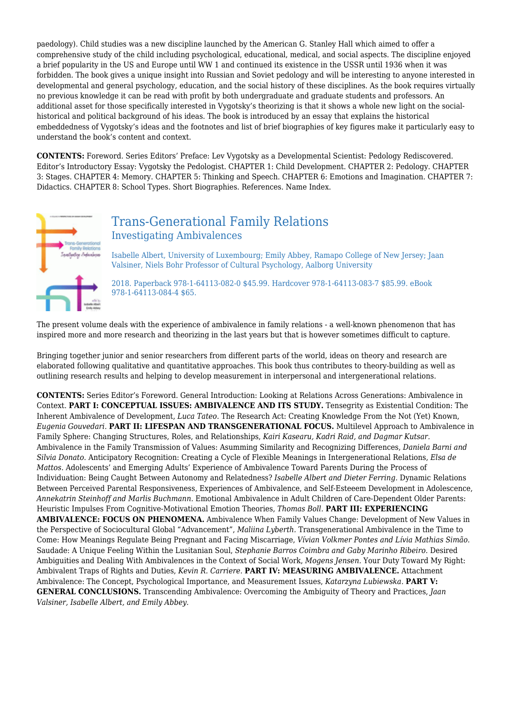paedology). Child studies was a new discipline launched by the American G. Stanley Hall which aimed to offer a comprehensive study of the child including psychological, educational, medical, and social aspects. The discipline enjoyed a brief popularity in the US and Europe until WW 1 and continued its existence in the USSR until 1936 when it was forbidden. The book gives a unique insight into Russian and Soviet pedology and will be interesting to anyone interested in developmental and general psychology, education, and the social history of these disciplines. As the book requires virtually no previous knowledge it can be read with profit by both undergraduate and graduate students and professors. An additional asset for those specifically interested in Vygotsky's theorizing is that it shows a whole new light on the social-historical and political background of his ideas. The book is introduced by an essay that explains the historical embeddedness of Vygotsky's ideas and the footnotes and list of brief biographies of key figures make it particularly easy to understand the book's content and context.

**CONTENTS:** Foreword. Series Editors' Preface: Lev Vygotsky as a Developmental Scientist: Pedology Rediscovered. Editor's Introductory Essay: Vygotsky the Pedologist. CHAPTER 1: Child Development. CHAPTER 2: Pedology. CHAPTER 3: Stages. CHAPTER 4: Memory. CHAPTER 5: Thinking and Speech. CHAPTER 6: Emotions and Imagination. CHAPTER 7: Didactics. CHAPTER 8: School Types. Short Biographies. References. Name Index.

## Trans-Generational Family Relations

### Investigating Ambivalences

Isabelle Albert, University of Luxembourg; Emily Abbey, Ramapo College of New Jersey; Jaan Valsiner, Niels Bohr Professor of Cultural Psychology, Aalborg University

2018. Paperback 978-1-64113-082-0 $45.99. Hardcover 978-1-64113-083-7 $85.99. eBook 978-1-64113-084-4 $65.

The present volume deals with the experience of ambivalence in family relations - a well-known phenomenon that has inspired more and more research and theorizing in the last years but that is however sometimes difficult to capture.

Bringing together junior and senior researchers from different parts of the world, ideas on theory and research are elaborated following qualitative and quantitative approaches. This book thus contributes to theory-building as well as outlining research results and helping to develop measurement in interpersonal and intergenerational relations.

**CONTENTS:** Series Editor's Foreword. General Introduction: Looking at Relations Across Generations: Ambivalence in Context. **PART I: CONCEPTUAL ISSUES: AMBIVALENCE AND ITS STUDY.** Tensegrity as Existential Condition: The Inherent Ambivalence of Development, *Luca Tateo.* The Research Act: Creating Knowledge From the Not (Yet) Known, *Eugenia Gouvedari.* **PART II: LIFESPAN AND TRANSGENERATIONAL FOCUS.** Multilevel Approach to Ambivalence in Family Sphere: Changing Structures, Roles, and Relationships, *Kairi Kasearu, Kadri Raid, and Dagmar Kutsar.* Ambivalence in the Family Transmission of Values: Asumming Similarity and Recognizing Differences, *Daniela Barni and Silvia Donato.* Anticipatory Recognition: Creating a Cycle of Flexible Meanings in Intergenerational Relations, *Elsa de Mattos.* Adolescents' and Emerging Adults' Experience of Ambivalence Toward Parents During the Process of Individuation: Being Caught Between Autonomy and Relatedness? *Isabelle Albert and Dieter Ferring.* Dynamic Relations Between Perceived Parental Responsiveness, Experiences of Ambivalence, and Self-Esteeem Development in Adolescence, *Annekatrin Steinhoff and Marlis Buchmann.* Emotional Ambivalence in Adult Children of Care-Dependent Older Parents: Heuristic Impulses From Cognitive-Motivational Emotion Theories, *Thomas Boll.* **PART III: EXPERIENCING AMBIVALENCE: FOCUS ON PHENOMENA.** Ambivalence When Family Values Change: Development of New Values in the Perspective of Sociocultural Global "Advancement", *Maliina Lyberth.* Transgenerational Ambivalence in the Time to Come: How Meanings Regulate Being Pregnant and Facing Miscarriage, *Vívian Volkmer Pontes and Lívia Mathias Simão.* Saudade: A Unique Feeling Within the Lusitanian Soul, *Stephanie Barros Coimbra and Gaby Marinho Ribeiro.* Desired Ambiguities and Dealing With Ambivalences in the Context of Social Work, *Mogens Jensen.* Your Duty Toward My Right: Ambivalent Traps of Rights and Duties, *Kevin R. Carriere.* **PART IV: MEASURING AMBIVALENCE.** Attachment Ambivalence: The Concept, Psychological Importance, and Measurement Issues, *Katarzyna Lubiewska.* **PART V: GENERAL CONCLUSIONS.** Transcending Ambivalence: Overcoming the Ambiguity of Theory and Practices, *Jaan Valsiner, Isabelle Albert, and Emily Abbey.*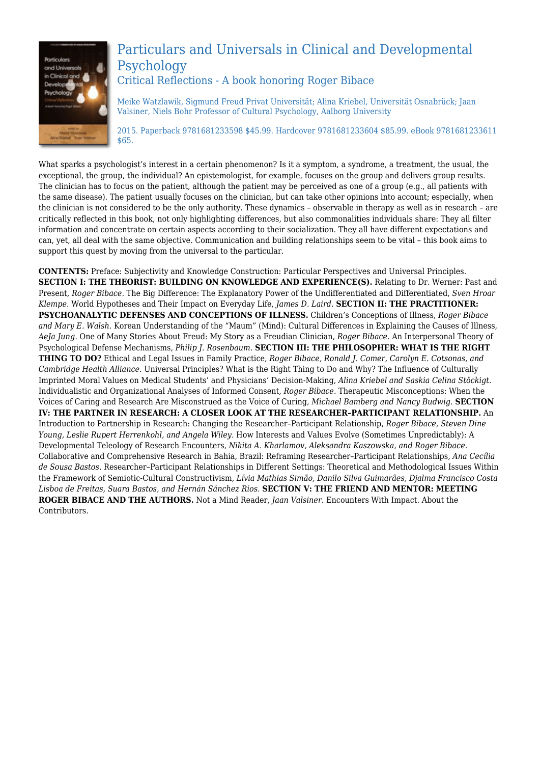## Particulars and Universals in Clinical and Developmental Psychology

### Critical Reflections - A book honoring Roger Bibace

Meike Watzlawik, Sigmund Freud Privat Universität; Alina Kriebel, Universität Osnabrück; Jaan Valsiner, Niels Bohr Professor of Cultural Psychology, Aalborg University

2015. Paperback 9781681233598 $45.99. Hardcover 9781681233604 $85.99. eBook 9781681233611 $65.

What sparks a psychologist's interest in a certain phenomenon? Is it a symptom, a syndrome, a treatment, the usual, the exceptional, the group, the individual? An epistemologist, for example, focuses on the group and delivers group results. The clinician has to focus on the patient, although the patient may be perceived as one of a group (e.g., all patients with the same disease). The patient usually focuses on the clinician, but can take other opinions into account; especially, when the clinician is not considered to be the only authority. These dynamics – observable in therapy as well as in research – are critically reflected in this book, not only highlighting differences, but also commonalities individuals share: They all filter information and concentrate on certain aspects according to their socialization. They all have different expectations and can, yet, all deal with the same objective. Communication and building relationships seem to be vital – this book aims to support this quest by moving from the universal to the particular.

**CONTENTS:** Preface: Subjectivity and Knowledge Construction: Particular Perspectives and Universal Principles. **SECTION I: THE THEORIST: BUILDING ON KNOWLEDGE AND EXPERIENCE(S).** Relating to Dr. Werner: Past and Present, *Roger Bibace.* The Big Difference: The Explanatory Power of the Undifferentiated and Differentiated, *Sven Hroar Klempe.* World Hypotheses and Their Impact on Everyday Life, *James D. Laird.* **SECTION II: THE PRACTITIONER: PSYCHOANALYTIC DEFENSES AND CONCEPTIONS OF ILLNESS.** Children's Conceptions of Illness, *Roger Bibace and Mary E. Walsh.* Korean Understanding of the "Maum" (Mind): Cultural Differences in Explaining the Causes of Illness, *AeJa Jung.* One of Many Stories About Freud: My Story as a Freudian Clinician, *Roger Bibace.* An Interpersonal Theory of Psychological Defense Mechanisms, *Philip J. Rosenbaum.* **SECTION III: THE PHILOSOPHER: WHAT IS THE RIGHT THING TO DO?** Ethical and Legal Issues in Family Practice, *Roger Bibace, Ronald J. Comer, Carolyn E. Cotsonas, and Cambridge Health Alliance.* Universal Principles? What is the Right Thing to Do and Why? The Influence of Culturally Imprinted Moral Values on Medical Students' and Physicians' Decision-Making, *Alina Kriebel and Saskia Celina Stöckigt.* Individualistic and Organizational Analyses of Informed Consent, *Roger Bibace.* Therapeutic Misconceptions: When the Voices of Caring and Research Are Misconstrued as the Voice of Curing, *Michael Bamberg and Nancy Budwig.* **SECTION IV: THE PARTNER IN RESEARCH: A CLOSER LOOK AT THE RESEARCHER–PARTICIPANT RELATIONSHIP.** An Introduction to Partnership in Research: Changing the Researcher–Participant Relationship, *Roger Bibace, Steven Dine Young, Leslie Rupert Herrenkohl, and Angela Wiley.* How Interests and Values Evolve (Sometimes Unpredictably): A Developmental Teleology of Research Encounters, *Nikita A. Kharlamov, Aleksandra Kaszowska, and Roger Bibace.* Collaborative and Comprehensive Research in Bahia, Brazil: Reframing Researcher–Participant Relationships, *Ana Cecília de Sousa Bastos.* Researcher–Participant Relationships in Different Settings: Theoretical and Methodological Issues Within the Framework of Semiotic-Cultural Constructivism, *Lívia Mathias Simão, Danilo Silva Guimarães, Djalma Francisco Costa Lisboa de Freitas, Suara Bastos, and Hernán Sánchez Rios.* **SECTION V: THE FRIEND AND MENTOR: MEETING ROGER BIBACE AND THE AUTHORS.** Not a Mind Reader, *Jaan Valsiner.* Encounters With Impact. About the Contributors.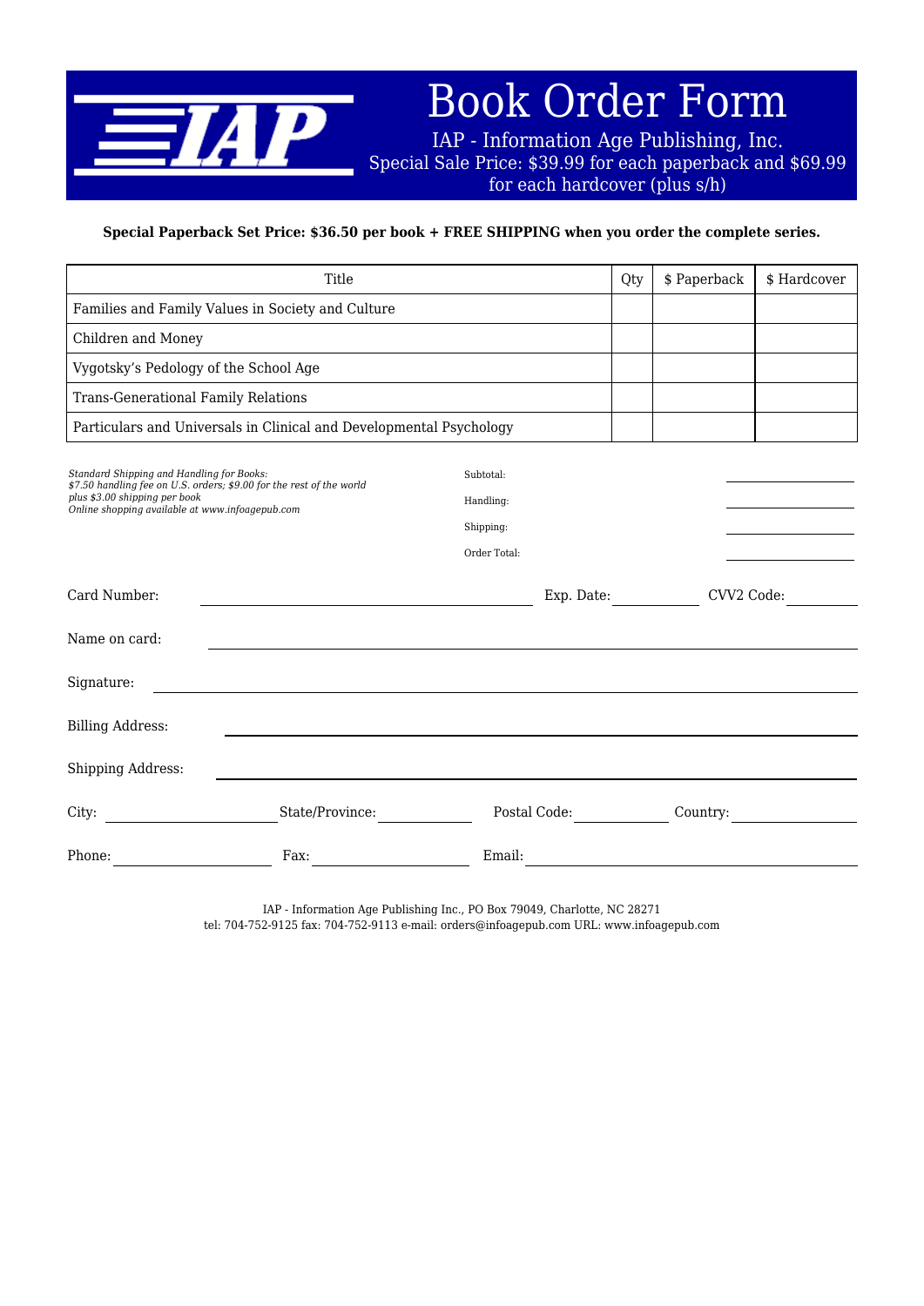# Book Order Form

IAP - Information Age Publishing, Inc.
Special Sale Price: $39.99 for each paperback and $69.99 for each hardcover (plus s/h)

**Special Paperback Set Price: $36.50 per book + FREE SHIPPING when you order the complete series.**

| Title | Qty | $ Paperback | $ Hardcover |
|---|---|---|---|
| Families and Family Values in Society and Culture | | | |
| Children and Money | | | |
| Vygotsky's Pedology of the School Age | | | |
| Trans-Generational Family Relations | | | |
| Particulars and Universals in Clinical and Developmental Psychology | | | |

*Standard Shipping and Handling for Books:*
*$7.50 handling fee on U.S. orders; $9.00 for the rest of the world*
*plus $3.00 shipping per book*
*Online shopping available at www.infoagepub.com*

Subtotal: ______________

Handling: ______________

Shipping: ______________

Order Total: ______________

Card Number: ______________________ Exp. Date: __________ CVV2 Code: __________

Name on card: ______________________

Signature: ______________________

Billing Address: ______________________

Shipping Address: ______________________

City: __________ State/Province: __________ Postal Code: __________ Country: __________

Phone: __________ Fax: __________ Email: __________

IAP - Information Age Publishing Inc., PO Box 79049, Charlotte, NC 28271
tel: 704-752-9125 fax: 704-752-9113 e-mail: orders@infoagepub.com URL: www.infoagepub.com